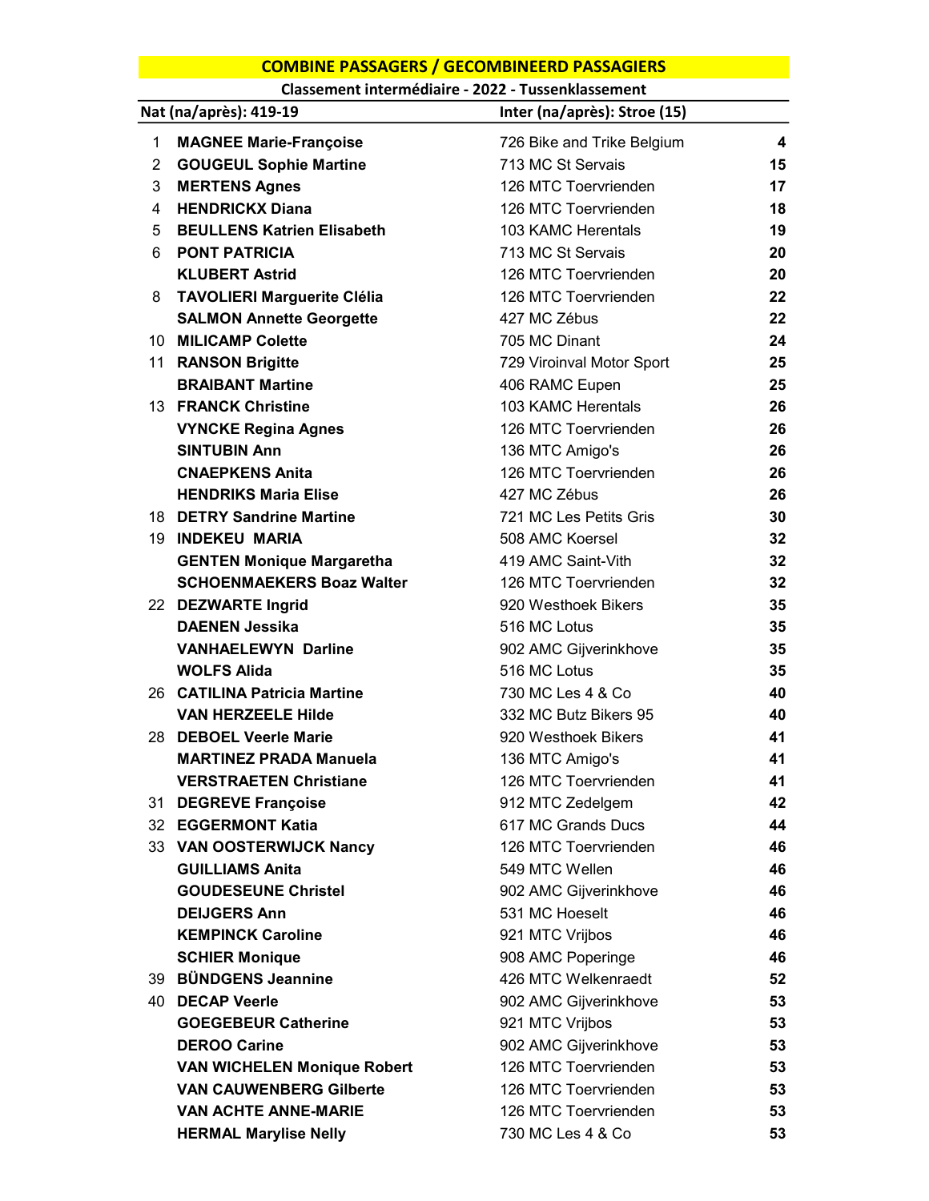# COMBINE PASSAGERS / GECOMBINEERD PASSAGIERS

## Classement intermédiaire - 2022 - Tussenklassement

| Nat (na/après): 419-19 | | Inter (na/après): Stroe (15) | |
|---|---|---|---|
| 1 | **MAGNEE Marie-Françoise** | 726 Bike and Trike Belgium | **4** |
| 2 | **GOUGEUL Sophie Martine** | 713 MC St Servais | **15** |
| 3 | **MERTENS Agnes** | 126 MTC Toervrienden | **17** |
| 4 | **HENDRICKX Diana** | 126 MTC Toervrienden | **18** |
| 5 | **BEULLENS Katrien Elisabeth** | 103 KAMC Herentals | **19** |
| 6 | **PONT PATRICIA** | 713 MC St Servais | **20** |
| | **KLUBERT Astrid** | 126 MTC Toervrienden | **20** |
| 8 | **TAVOLIERI Marguerite Clélia** | 126 MTC Toervrienden | **22** |
| | **SALMON Annette Georgette** | 427 MC Zébus | **22** |
| 10 | **MILICAMP Colette** | 705 MC Dinant | **24** |
| 11 | **RANSON Brigitte** | 729 Viroinval Motor Sport | **25** |
| | **BRAIBANT Martine** | 406 RAMC Eupen | **25** |
| 13 | **FRANCK Christine** | 103 KAMC Herentals | **26** |
| | **VYNCKE Regina Agnes** | 126 MTC Toervrienden | **26** |
| | **SINTUBIN Ann** | 136 MTC Amigo's | **26** |
| | **CNAEPKENS Anita** | 126 MTC Toervrienden | **26** |
| | **HENDRIKS Maria Elise** | 427 MC Zébus | **26** |
| 18 | **DETRY Sandrine Martine** | 721 MC Les Petits Gris | **30** |
| 19 | **INDEKEU MARIA** | 508 AMC Koersel | **32** |
| | **GENTEN Monique Margaretha** | 419 AMC Saint-Vith | **32** |
| | **SCHOENMAEKERS Boaz Walter** | 126 MTC Toervrienden | **32** |
| 22 | **DEZWARTE Ingrid** | 920 Westhoek Bikers | **35** |
| | **DAENEN Jessika** | 516 MC Lotus | **35** |
| | **VANHAELEWYN Darline** | 902 AMC Gijverinkhove | **35** |
| | **WOLFS Alida** | 516 MC Lotus | **35** |
| 26 | **CATILINA Patricia Martine** | 730 MC Les 4 & Co | **40** |
| | **VAN HERZEELE Hilde** | 332 MC Butz Bikers 95 | **40** |
| 28 | **DEBOEL Veerle Marie** | 920 Westhoek Bikers | **41** |
| | **MARTINEZ PRADA Manuela** | 136 MTC Amigo's | **41** |
| | **VERSTRAETEN Christiane** | 126 MTC Toervrienden | **41** |
| 31 | **DEGREVE Françoise** | 912 MTC Zedelgem | **42** |
| 32 | **EGGERMONT Katia** | 617 MC Grands Ducs | **44** |
| 33 | **VAN OOSTERWIJCK Nancy** | 126 MTC Toervrienden | **46** |
| | **GUILLIAMS Anita** | 549 MTC Wellen | **46** |
| | **GOUDESEUNE Christel** | 902 AMC Gijverinkhove | **46** |
| | **DEIJGERS Ann** | 531 MC Hoeselt | **46** |
| | **KEMPINCK Caroline** | 921 MTC Vrijbos | **46** |
| | **SCHIER Monique** | 908 AMC Poperinge | **46** |
| 39 | **BÜNDGENS Jeannine** | 426 MTC Welkenraedt | **52** |
| 40 | **DECAP Veerle** | 902 AMC Gijverinkhove | **53** |
| | **GOEGEBEUR Catherine** | 921 MTC Vrijbos | **53** |
| | **DEROO Carine** | 902 AMC Gijverinkhove | **53** |
| | **VAN WICHELEN Monique Robert** | 126 MTC Toervrienden | **53** |
| | **VAN CAUWENBERG Gilberte** | 126 MTC Toervrienden | **53** |
| | **VAN ACHTE ANNE-MARIE** | 126 MTC Toervrienden | **53** |
| | **HERMAL Marylise Nelly** | 730 MC Les 4 & Co | **53** |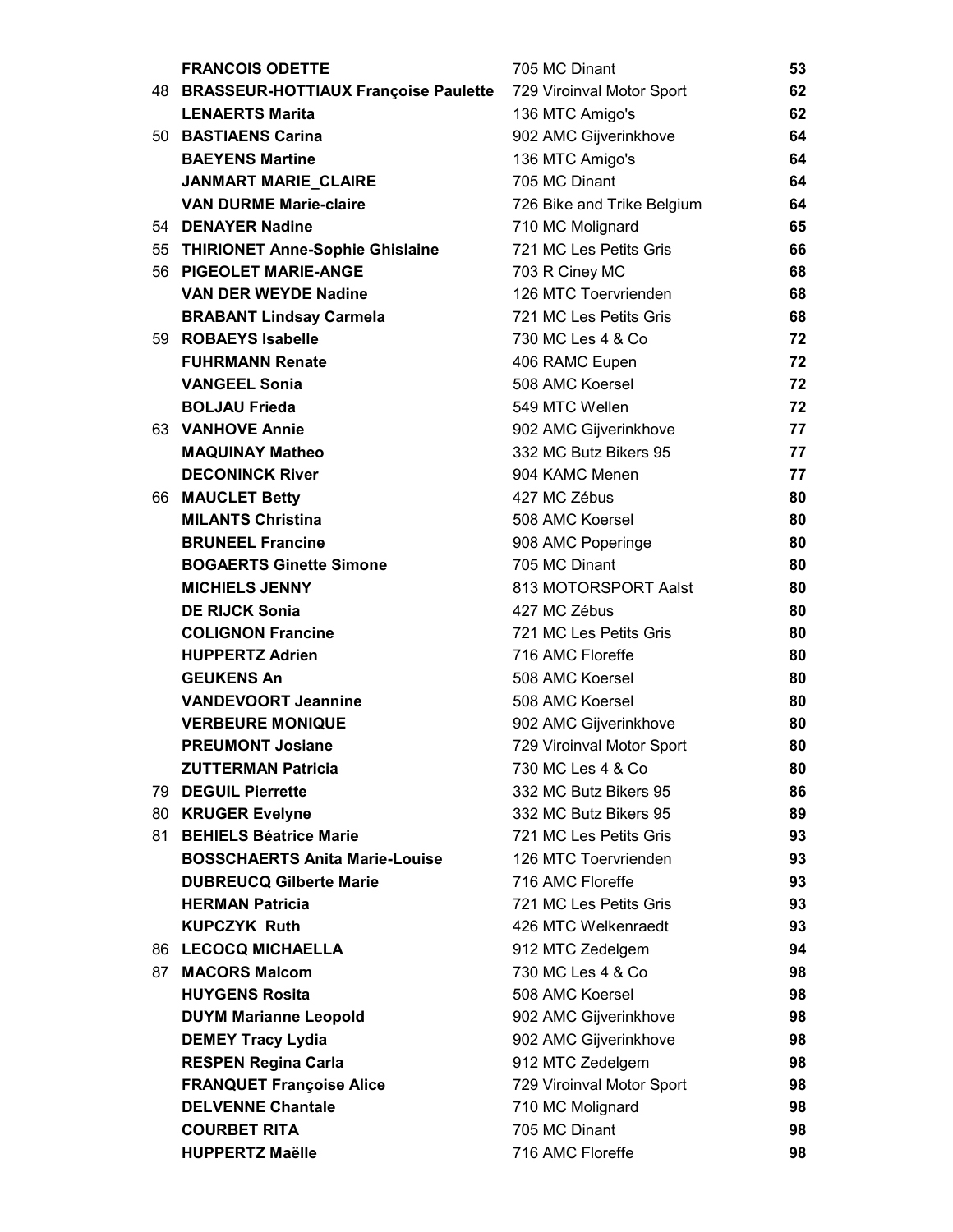| | | | |
|---|---|---|---|
| | **FRANCOIS ODETTE** | 705 MC Dinant | **53** |
| 48 | **BRASSEUR-HOTTIAUX Françoise Paulette** | 729 Viroinval Motor Sport | **62** |
| | **LENAERTS Marita** | 136 MTC Amigo's | **62** |
| 50 | **BASTIAENS Carina** | 902 AMC Gijverinkhove | **64** |
| | **BAEYENS Martine** | 136 MTC Amigo's | **64** |
| | **JANMART MARIE_CLAIRE** | 705 MC Dinant | **64** |
| | **VAN DURME Marie-claire** | 726 Bike and Trike Belgium | **64** |
| 54 | **DENAYER Nadine** | 710 MC Molignard | **65** |
| 55 | **THIRIONET Anne-Sophie Ghislaine** | 721 MC Les Petits Gris | **66** |
| 56 | **PIGEOLET MARIE-ANGE** | 703 R Ciney MC | **68** |
| | **VAN DER WEYDE Nadine** | 126 MTC Toervrienden | **68** |
| | **BRABANT Lindsay Carmela** | 721 MC Les Petits Gris | **68** |
| 59 | **ROBAEYS Isabelle** | 730 MC Les 4 & Co | **72** |
| | **FUHRMANN Renate** | 406 RAMC Eupen | **72** |
| | **VANGEEL Sonia** | 508 AMC Koersel | **72** |
| | **BOLJAU Frieda** | 549 MTC Wellen | **72** |
| 63 | **VANHOVE Annie** | 902 AMC Gijverinkhove | **77** |
| | **MAQUINAY Matheo** | 332 MC Butz Bikers 95 | **77** |
| | **DECONINCK River** | 904 KAMC Menen | **77** |
| 66 | **MAUCLET Betty** | 427 MC Zébus | **80** |
| | **MILANTS Christina** | 508 AMC Koersel | **80** |
| | **BRUNEEL Francine** | 908 AMC Poperinge | **80** |
| | **BOGAERTS Ginette Simone** | 705 MC Dinant | **80** |
| | **MICHIELS JENNY** | 813 MOTORSPORT Aalst | **80** |
| | **DE RIJCK Sonia** | 427 MC Zébus | **80** |
| | **COLIGNON Francine** | 721 MC Les Petits Gris | **80** |
| | **HUPPERTZ Adrien** | 716 AMC Floreffe | **80** |
| | **GEUKENS An** | 508 AMC Koersel | **80** |
| | **VANDEVOORT Jeannine** | 508 AMC Koersel | **80** |
| | **VERBEURE MONIQUE** | 902 AMC Gijverinkhove | **80** |
| | **PREUMONT Josiane** | 729 Viroinval Motor Sport | **80** |
| | **ZUTTERMAN Patricia** | 730 MC Les 4 & Co | **80** |
| 79 | **DEGUIL Pierrette** | 332 MC Butz Bikers 95 | **86** |
| 80 | **KRUGER Evelyne** | 332 MC Butz Bikers 95 | **89** |
| 81 | **BEHIELS Béatrice Marie** | 721 MC Les Petits Gris | **93** |
| | **BOSSCHAERTS Anita Marie-Louise** | 126 MTC Toervrienden | **93** |
| | **DUBREUCQ Gilberte Marie** | 716 AMC Floreffe | **93** |
| | **HERMAN Patricia** | 721 MC Les Petits Gris | **93** |
| | **KUPCZYK Ruth** | 426 MTC Welkenraedt | **93** |
| 86 | **LECOCQ MICHAELLA** | 912 MTC Zedelgem | **94** |
| 87 | **MACORS Malcom** | 730 MC Les 4 & Co | **98** |
| | **HUYGENS Rosita** | 508 AMC Koersel | **98** |
| | **DUYM Marianne Leopold** | 902 AMC Gijverinkhove | **98** |
| | **DEMEY Tracy Lydia** | 902 AMC Gijverinkhove | **98** |
| | **RESPEN Regina Carla** | 912 MTC Zedelgem | **98** |
| | **FRANQUET Françoise Alice** | 729 Viroinval Motor Sport | **98** |
| | **DELVENNE Chantale** | 710 MC Molignard | **98** |
| | **COURBET RITA** | 705 MC Dinant | **98** |
| | **HUPPERTZ Maëlle** | 716 AMC Floreffe | **98** |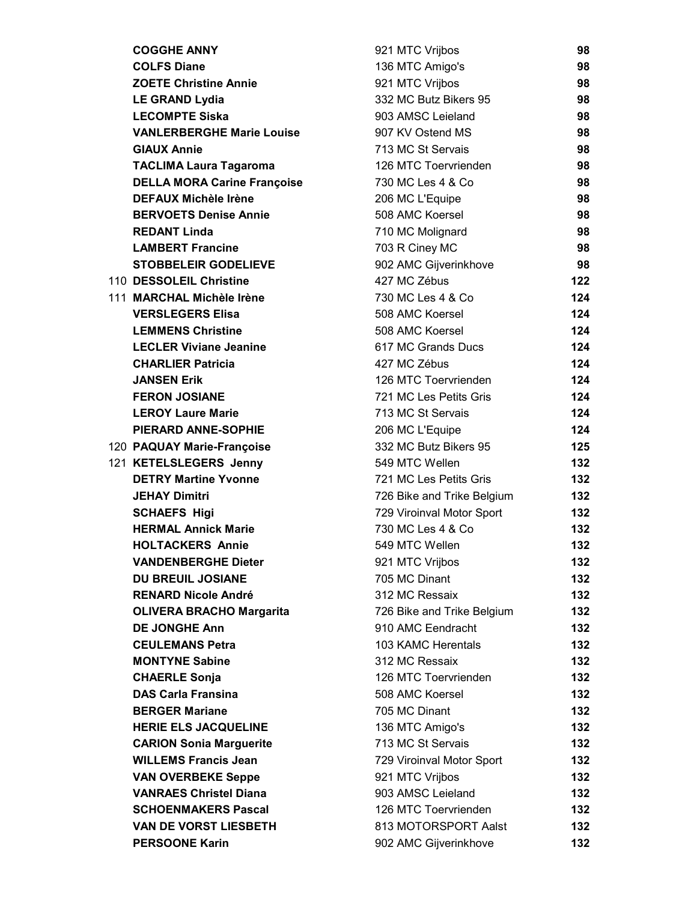| Rank | Name | Club | Points |
|---|---|---|---|
| | **COGGHE ANNY** | 921 MTC Vrijbos | **98** |
| | **COLFS Diane** | 136 MTC Amigo's | **98** |
| | **ZOETE Christine Annie** | 921 MTC Vrijbos | **98** |
| | **LE GRAND Lydia** | 332 MC Butz Bikers 95 | **98** |
| | **LECOMPTE Siska** | 903 AMSC Leieland | **98** |
| | **VANLERBERGHE Marie Louise** | 907 KV Ostend MS | **98** |
| | **GIAUX Annie** | 713 MC St Servais | **98** |
| | **TACLIMA Laura Tagaroma** | 126 MTC Toervrienden | **98** |
| | **DELLA MORA Carine Françoise** | 730 MC Les 4 & Co | **98** |
| | **DEFAUX Michèle Irène** | 206 MC L'Equipe | **98** |
| | **BERVOETS Denise Annie** | 508 AMC Koersel | **98** |
| | **REDANT Linda** | 710 MC Molignard | **98** |
| | **LAMBERT Francine** | 703 R Ciney MC | **98** |
| | **STOBBELEIR GODELIEVE** | 902 AMC Gijverinkhove | **98** |
| 110 | **DESSOLEIL Christine** | 427 MC Zébus | **122** |
| 111 | **MARCHAL Michèle Irène** | 730 MC Les 4 & Co | **124** |
| | **VERSLEGERS Elisa** | 508 AMC Koersel | **124** |
| | **LEMMENS Christine** | 508 AMC Koersel | **124** |
| | **LECLER Viviane Jeanine** | 617 MC Grands Ducs | **124** |
| | **CHARLIER Patricia** | 427 MC Zébus | **124** |
| | **JANSEN Erik** | 126 MTC Toervrienden | **124** |
| | **FERON JOSIANE** | 721 MC Les Petits Gris | **124** |
| | **LEROY Laure Marie** | 713 MC St Servais | **124** |
| | **PIERARD ANNE-SOPHIE** | 206 MC L'Equipe | **124** |
| 120 | **PAQUAY Marie-Françoise** | 332 MC Butz Bikers 95 | **125** |
| 121 | **KETELSLEGERS Jenny** | 549 MTC Wellen | **132** |
| | **DETRY Martine Yvonne** | 721 MC Les Petits Gris | **132** |
| | **JEHAY Dimitri** | 726 Bike and Trike Belgium | **132** |
| | **SCHAEFS Higi** | 729 Viroinval Motor Sport | **132** |
| | **HERMAL Annick Marie** | 730 MC Les 4 & Co | **132** |
| | **HOLTACKERS Annie** | 549 MTC Wellen | **132** |
| | **VANDENBERGHE Dieter** | 921 MTC Vrijbos | **132** |
| | **DU BREUIL JOSIANE** | 705 MC Dinant | **132** |
| | **RENARD Nicole André** | 312 MC Ressaix | **132** |
| | **OLIVERA BRACHO Margarita** | 726 Bike and Trike Belgium | **132** |
| | **DE JONGHE Ann** | 910 AMC Eendracht | **132** |
| | **CEULEMANS Petra** | 103 KAMC Herentals | **132** |
| | **MONTYNE Sabine** | 312 MC Ressaix | **132** |
| | **CHAERLE Sonja** | 126 MTC Toervrienden | **132** |
| | **DAS Carla Fransina** | 508 AMC Koersel | **132** |
| | **BERGER Mariane** | 705 MC Dinant | **132** |
| | **HERIE ELS JACQUELINE** | 136 MTC Amigo's | **132** |
| | **CARION Sonia Marguerite** | 713 MC St Servais | **132** |
| | **WILLEMS Francis Jean** | 729 Viroinval Motor Sport | **132** |
| | **VAN OVERBEKE Seppe** | 921 MTC Vrijbos | **132** |
| | **VANRAES Christel Diana** | 903 AMSC Leieland | **132** |
| | **SCHOENMAKERS Pascal** | 126 MTC Toervrienden | **132** |
| | **VAN DE VORST LIESBETH** | 813 MOTORSPORT Aalst | **132** |
| | **PERSOONE Karin** | 902 AMC Gijverinkhove | **132** |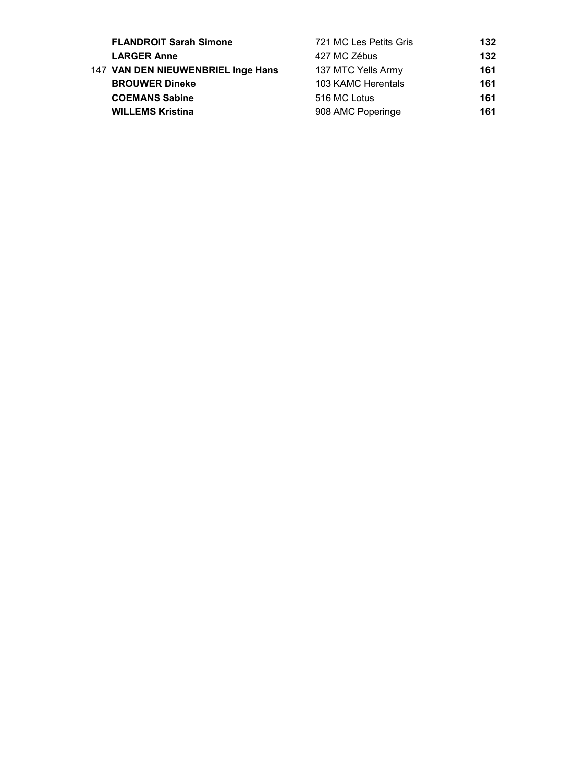| | | | |
|---|---|---|---|
| | **FLANDROIT Sarah Simone** | 721 MC Les Petits Gris | **132** |
| | **LARGER Anne** | 427 MC Zébus | **132** |
| 147 | **VAN DEN NIEUWENBRIEL Inge Hans** | 137 MTC Yells Army | **161** |
| | **BROUWER Dineke** | 103 KAMC Herentals | **161** |
| | **COEMANS Sabine** | 516 MC Lotus | **161** |
| | **WILLEMS Kristina** | 908 AMC Poperinge | **161** |